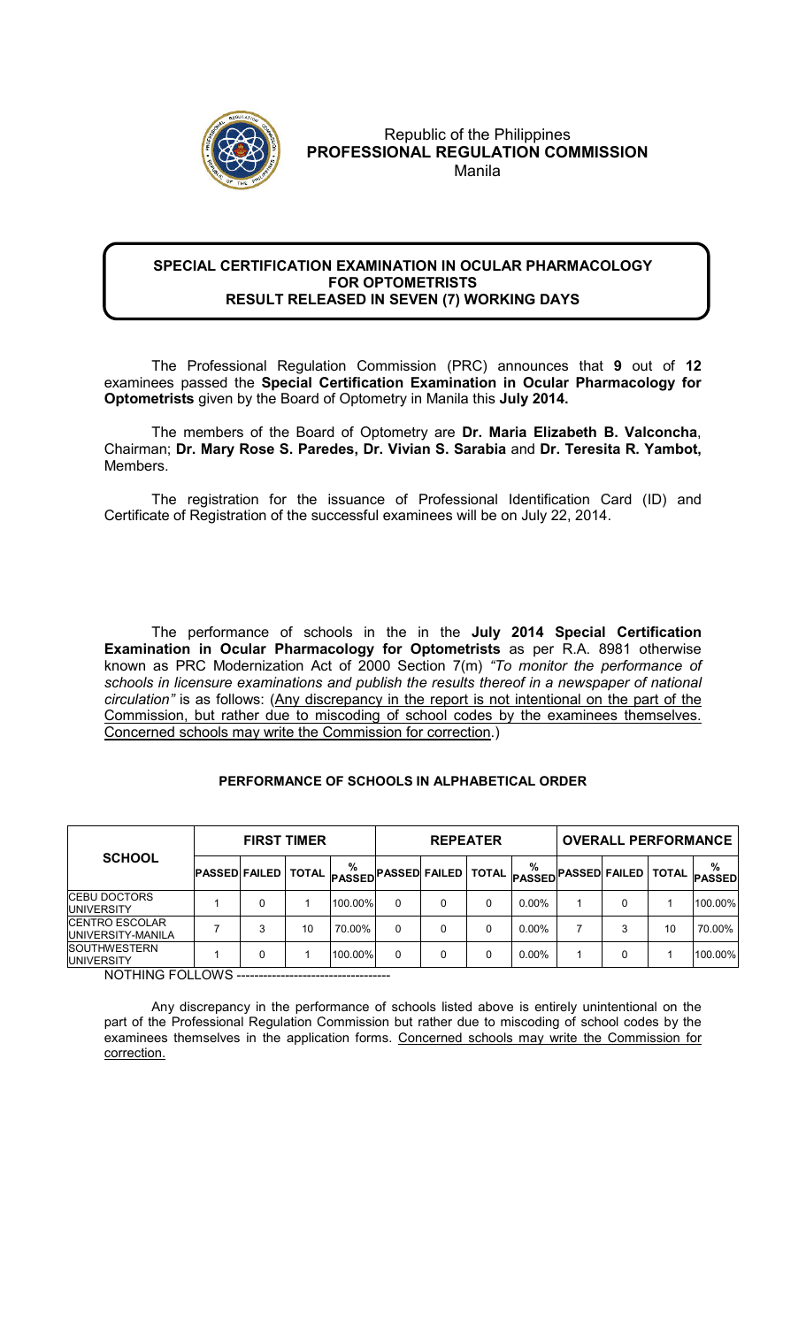Republic of the Philippines
**PROFESSIONAL REGULATION COMMISSION**
Manila

## SPECIAL CERTIFICATION EXAMINATION IN OCULAR PHARMACOLOGY FOR OPTOMETRISTS
## RESULT RELEASED IN SEVEN (7) WORKING DAYS

The Professional Regulation Commission (PRC) announces that **9** out of **12** examinees passed the **Special Certification Examination in Ocular Pharmacology for Optometrists** given by the Board of Optometry in Manila this **July 2014.**

The members of the Board of Optometry are **Dr. Maria Elizabeth B. Valconcha**, Chairman; **Dr. Mary Rose S. Paredes, Dr. Vivian S. Sarabia** and **Dr. Teresita R. Yambot,** Members.

The registration for the issuance of Professional Identification Card (ID) and Certificate of Registration of the successful examinees will be on July 22, 2014.

The performance of schools in the in the **July 2014 Special Certification Examination in Ocular Pharmacology for Optometrists** as per R.A. 8981 otherwise known as PRC Modernization Act of 2000 Section 7(m) *"To monitor the performance of schools in licensure examinations and publish the results thereof in a newspaper of national circulation"* is as follows: (Any discrepancy in the report is not intentional on the part of the Commission, but rather due to miscoding of school codes by the examinees themselves. Concerned schools may write the Commission for correction.)

**PERFORMANCE OF SCHOOLS IN ALPHABETICAL ORDER**

| SCHOOL | FIRST TIMER | | | | REPEATER | | | | OVERALL PERFORMANCE | | | |
|---|---|---|---|---|---|---|---|---|---|---|---|---|
| | PASSED | FAILED | TOTAL | % PASSED | PASSED | FAILED | TOTAL | % PASSED | PASSED | FAILED | TOTAL | % PASSED |
| CEBU DOCTORS UNIVERSITY | 1 | 0 | 1 | 100.00% | 0 | 0 | 0 | 0.00% | 1 | 0 | 1 | 100.00% |
| CENTRO ESCOLAR UNIVERSITY-MANILA | 7 | 3 | 10 | 70.00% | 0 | 0 | 0 | 0.00% | 7 | 3 | 10 | 70.00% |
| SOUTHWESTERN UNIVERSITY | 1 | 0 | 1 | 100.00% | 0 | 0 | 0 | 0.00% | 1 | 0 | 1 | 100.00% |

NOTHING FOLLOWS ----------------------------------

Any discrepancy in the performance of schools listed above is entirely unintentional on the part of the Professional Regulation Commission but rather due to miscoding of school codes by the examinees themselves in the application forms. Concerned schools may write the Commission for correction.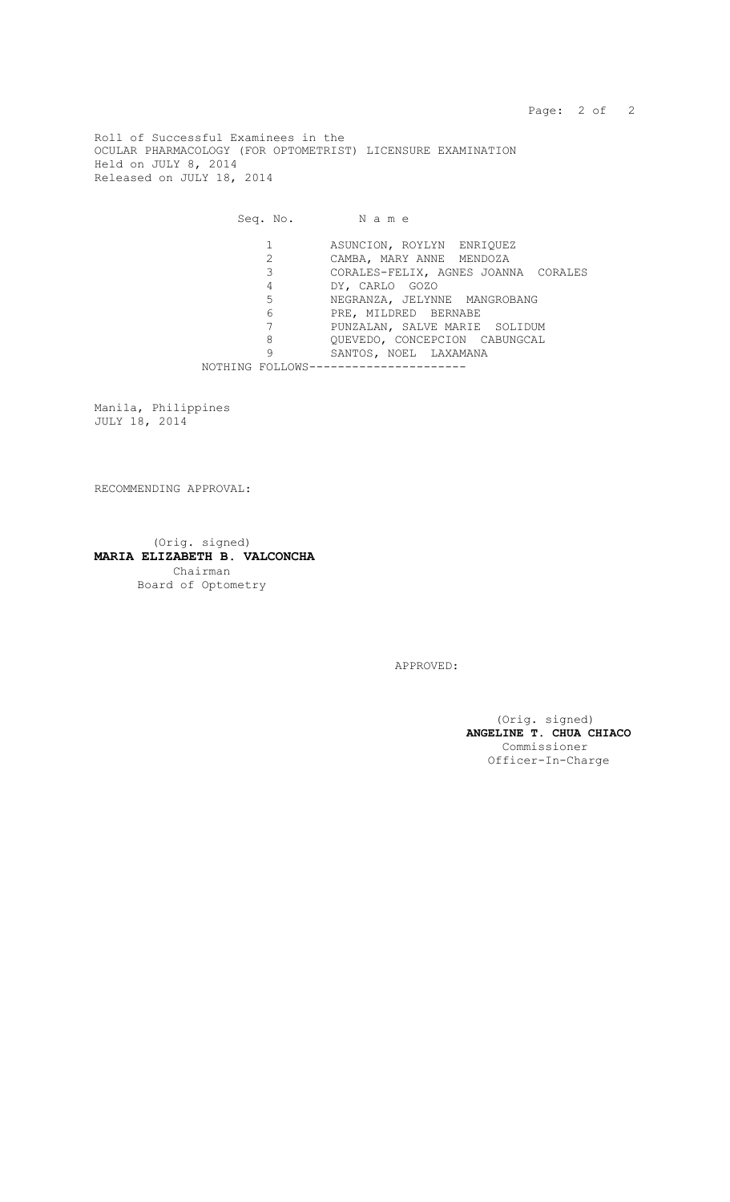Roll of Successful Examinees in the
OCULAR PHARMACOLOGY (FOR OPTOMETRIST) LICENSURE EXAMINATION
Held on JULY 8, 2014
Released on JULY 18, 2014

| Seq. No. | N a m e |
|---|---|
| 1 | ASUNCION, ROYLYN ENRIQUEZ |
| 2 | CAMBA, MARY ANNE MENDOZA |
| 3 | CORALES-FELIX, AGNES JOANNA CORALES |
| 4 | DY, CARLO GOZO |
| 5 | NEGRANZA, JELYNNE MANGROBANG |
| 6 | PRE, MILDRED BERNABE |
| 7 | PUNZALAN, SALVE MARIE SOLIDUM |
| 8 | QUEVEDO, CONCEPCION CABUNGCAL |
| 9 | SANTOS, NOEL LAXAMANA |

NOTHING FOLLOWS----------------------

Manila, Philippines
JULY 18, 2014

RECOMMENDING APPROVAL:

(Orig. signed)
**MARIA ELIZABETH B. VALCONCHA**
Chairman
Board of Optometry

APPROVED:

(Orig. signed)
**ANGELINE T. CHUA CHIACO**
Commissioner
Officer-In-Charge